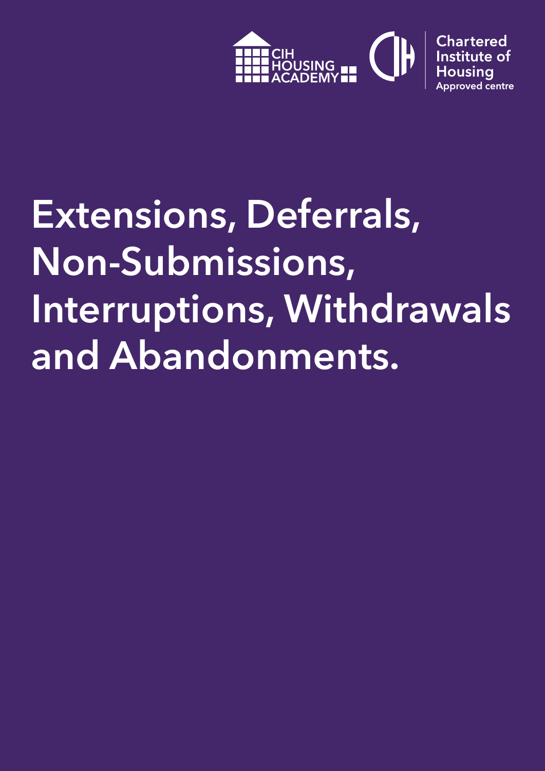CIH HOUSING ACADEMY

Chartered Institute of Housing
Approved centre

# Extensions, Deferrals, Non-Submissions, Interruptions, Withdrawals and Abandonments.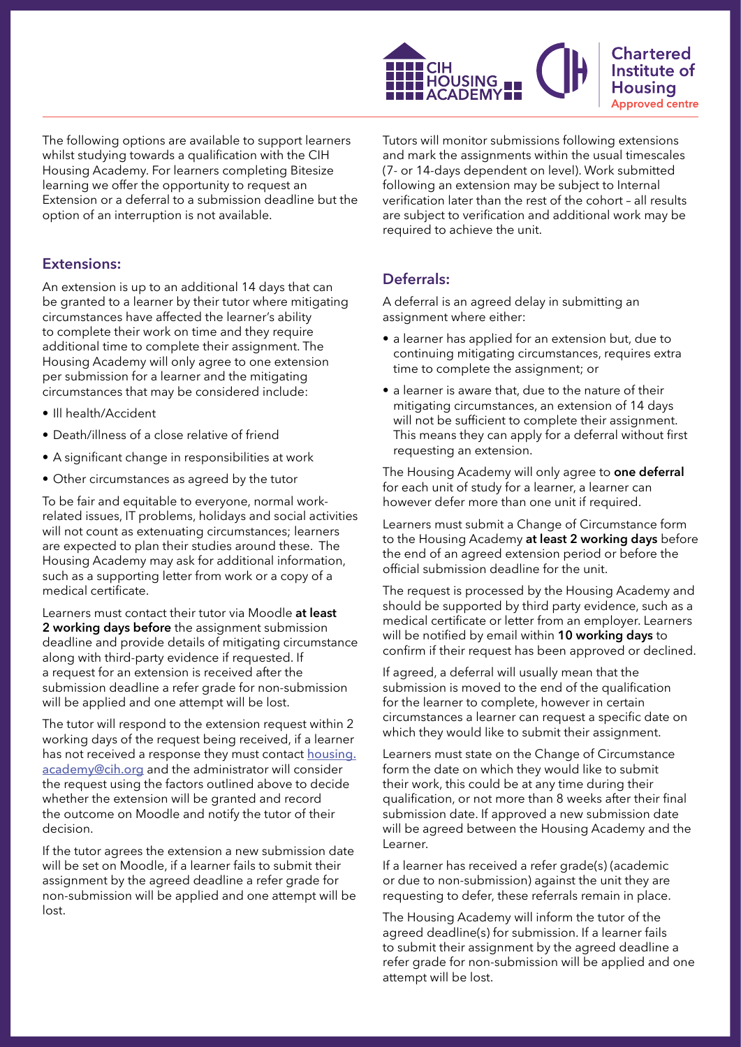The following options are available to support learners whilst studying towards a qualification with the CIH Housing Academy. For learners completing Bitesize learning we offer the opportunity to request an Extension or a deferral to a submission deadline but the option of an interruption is not available.

## Extensions:

An extension is up to an additional 14 days that can be granted to a learner by their tutor where mitigating circumstances have affected the learner's ability to complete their work on time and they require additional time to complete their assignment. The Housing Academy will only agree to one extension per submission for a learner and the mitigating circumstances that may be considered include:

- Ill health/Accident
- Death/illness of a close relative of friend
- A significant change in responsibilities at work
- Other circumstances as agreed by the tutor

To be fair and equitable to everyone, normal work-related issues, IT problems, holidays and social activities will not count as extenuating circumstances; learners are expected to plan their studies around these. The Housing Academy may ask for additional information, such as a supporting letter from work or a copy of a medical certificate.

Learners must contact their tutor via Moodle **at least 2 working days before** the assignment submission deadline and provide details of mitigating circumstance along with third-party evidence if requested. If a request for an extension is received after the submission deadline a refer grade for non-submission will be applied and one attempt will be lost.

The tutor will respond to the extension request within 2 working days of the request being received, if a learner has not received a response they must contact housing.academy@cih.org and the administrator will consider the request using the factors outlined above to decide whether the extension will be granted and record the outcome on Moodle and notify the tutor of their decision.

If the tutor agrees the extension a new submission date will be set on Moodle, if a learner fails to submit their assignment by the agreed deadline a refer grade for non-submission will be applied and one attempt will be lost.

Tutors will monitor submissions following extensions and mark the assignments within the usual timescales (7- or 14-days dependent on level). Work submitted following an extension may be subject to Internal verification later than the rest of the cohort – all results are subject to verification and additional work may be required to achieve the unit.

## Deferrals:

A deferral is an agreed delay in submitting an assignment where either:

- a learner has applied for an extension but, due to continuing mitigating circumstances, requires extra time to complete the assignment; or
- a learner is aware that, due to the nature of their mitigating circumstances, an extension of 14 days will not be sufficient to complete their assignment. This means they can apply for a deferral without first requesting an extension.

The Housing Academy will only agree to **one deferral** for each unit of study for a learner, a learner can however defer more than one unit if required.

Learners must submit a Change of Circumstance form to the Housing Academy **at least 2 working days** before the end of an agreed extension period or before the official submission deadline for the unit.

The request is processed by the Housing Academy and should be supported by third party evidence, such as a medical certificate or letter from an employer. Learners will be notified by email within **10 working days** to confirm if their request has been approved or declined.

If agreed, a deferral will usually mean that the submission is moved to the end of the qualification for the learner to complete, however in certain circumstances a learner can request a specific date on which they would like to submit their assignment.

Learners must state on the Change of Circumstance form the date on which they would like to submit their work, this could be at any time during their qualification, or not more than 8 weeks after their final submission date. If approved a new submission date will be agreed between the Housing Academy and the Learner.

If a learner has received a refer grade(s) (academic or due to non-submission) against the unit they are requesting to defer, these referrals remain in place.

The Housing Academy will inform the tutor of the agreed deadline(s) for submission. If a learner fails to submit their assignment by the agreed deadline a refer grade for non-submission will be applied and one attempt will be lost.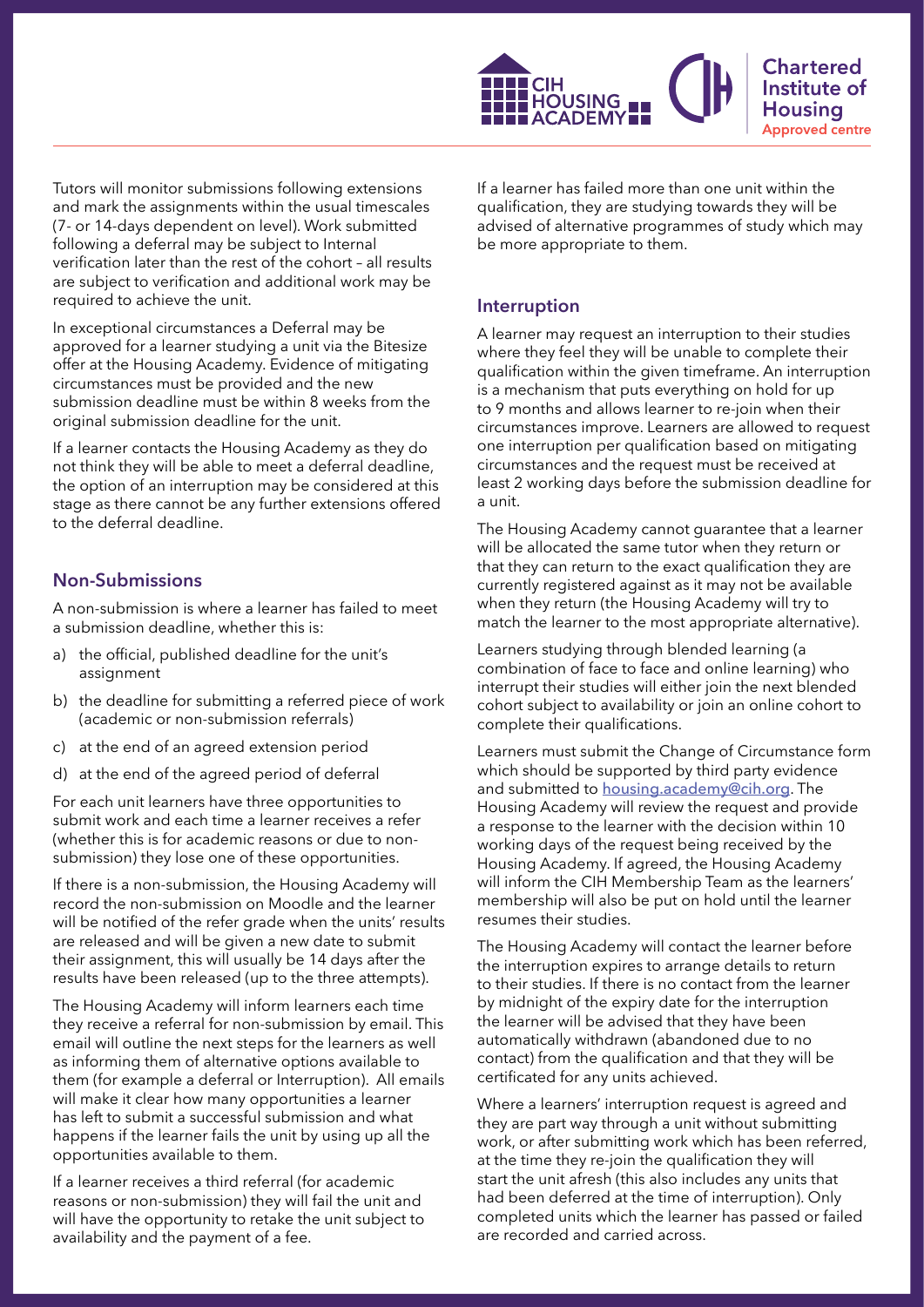Tutors will monitor submissions following extensions and mark the assignments within the usual timescales (7- or 14-days dependent on level). Work submitted following a deferral may be subject to Internal verification later than the rest of the cohort – all results are subject to verification and additional work may be required to achieve the unit.

In exceptional circumstances a Deferral may be approved for a learner studying a unit via the Bitesize offer at the Housing Academy. Evidence of mitigating circumstances must be provided and the new submission deadline must be within 8 weeks from the original submission deadline for the unit.

If a learner contacts the Housing Academy as they do not think they will be able to meet a deferral deadline, the option of an interruption may be considered at this stage as there cannot be any further extensions offered to the deferral deadline.

## Non-Submissions

A non-submission is where a learner has failed to meet a submission deadline, whether this is:

a) the official, published deadline for the unit's assignment
b) the deadline for submitting a referred piece of work (academic or non-submission referrals)
c) at the end of an agreed extension period
d) at the end of the agreed period of deferral

For each unit learners have three opportunities to submit work and each time a learner receives a refer (whether this is for academic reasons or due to non-submission) they lose one of these opportunities.

If there is a non-submission, the Housing Academy will record the non-submission on Moodle and the learner will be notified of the refer grade when the units' results are released and will be given a new date to submit their assignment, this will usually be 14 days after the results have been released (up to the three attempts).

The Housing Academy will inform learners each time they receive a referral for non-submission by email. This email will outline the next steps for the learners as well as informing them of alternative options available to them (for example a deferral or Interruption). All emails will make it clear how many opportunities a learner has left to submit a successful submission and what happens if the learner fails the unit by using up all the opportunities available to them.

If a learner receives a third referral (for academic reasons or non-submission) they will fail the unit and will have the opportunity to retake the unit subject to availability and the payment of a fee.

If a learner has failed more than one unit within the qualification, they are studying towards they will be advised of alternative programmes of study which may be more appropriate to them.

## Interruption

A learner may request an interruption to their studies where they feel they will be unable to complete their qualification within the given timeframe. An interruption is a mechanism that puts everything on hold for up to 9 months and allows learner to re-join when their circumstances improve. Learners are allowed to request one interruption per qualification based on mitigating circumstances and the request must be received at least 2 working days before the submission deadline for a unit.

The Housing Academy cannot guarantee that a learner will be allocated the same tutor when they return or that they can return to the exact qualification they are currently registered against as it may not be available when they return (the Housing Academy will try to match the learner to the most appropriate alternative).

Learners studying through blended learning (a combination of face to face and online learning) who interrupt their studies will either join the next blended cohort subject to availability or join an online cohort to complete their qualifications.

Learners must submit the Change of Circumstance form which should be supported by third party evidence and submitted to [housing.academy@cih.org](mailto:housing.academy@cih.org). The Housing Academy will review the request and provide a response to the learner with the decision within 10 working days of the request being received by the Housing Academy. If agreed, the Housing Academy will inform the CIH Membership Team as the learners' membership will also be put on hold until the learner resumes their studies.

The Housing Academy will contact the learner before the interruption expires to arrange details to return to their studies. If there is no contact from the learner by midnight of the expiry date for the interruption the learner will be advised that they have been automatically withdrawn (abandoned due to no contact) from the qualification and that they will be certificated for any units achieved.

Where a learners' interruption request is agreed and they are part way through a unit without submitting work, or after submitting work which has been referred, at the time they re-join the qualification they will start the unit afresh (this also includes any units that had been deferred at the time of interruption). Only completed units which the learner has passed or failed are recorded and carried across.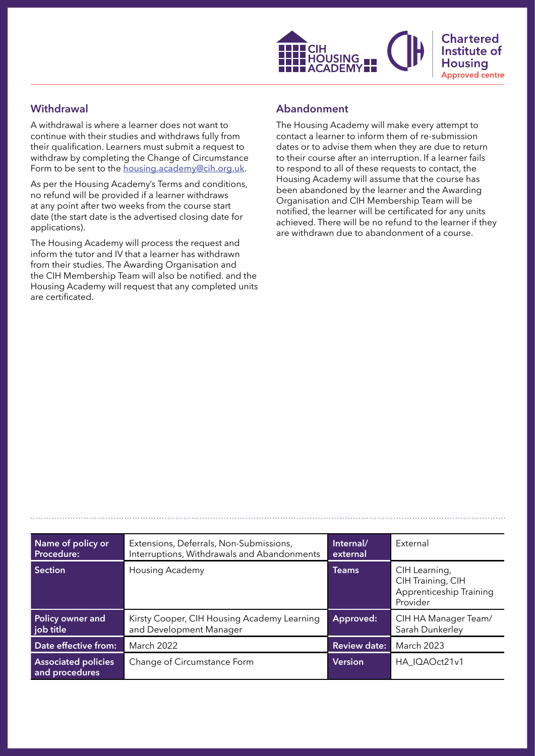## Withdrawal

A withdrawal is where a learner does not want to continue with their studies and withdraws fully from their qualification. Learners must submit a request to withdraw by completing the Change of Circumstance Form to be sent to the housing.academy@cih.org.uk.

As per the Housing Academy's Terms and conditions, no refund will be provided if a learner withdraws at any point after two weeks from the course start date (the start date is the advertised closing date for applications).

The Housing Academy will process the request and inform the tutor and IV that a learner has withdrawn from their studies. The Awarding Organisation and the CIH Membership Team will also be notified. and the Housing Academy will request that any completed units are certificated.

## Abandonment

The Housing Academy will make every attempt to contact a learner to inform them of re-submission dates or to advise them when they are due to return to their course after an interruption. If a learner fails to respond to all of these requests to contact, the Housing Academy will assume that the course has been abandoned by the learner and the Awarding Organisation and CIH Membership Team will be notified, the learner will be certificated for any units achieved. There will be no refund to the learner if they are withdrawn due to abandonment of a course.

| Name of policy or Procedure: | Extensions, Deferrals, Non-Submissions, Interruptions, Withdrawals and Abandonments | Internal/ external | External |
|---|---|---|---|
| Section | Housing Academy | Teams | CIH Learning, CIH Training, CIH Apprenticeship Training Provider |
| Policy owner and job title | Kirsty Cooper, CIH Housing Academy Learning and Development Manager | Approved: | CIH HA Manager Team/ Sarah Dunkerley |
| Date effective from: | March 2022 | Review date: | March 2023 |
| Associated policies and procedures | Change of Circumstance Form | Version | HA_IQAOct21v1 |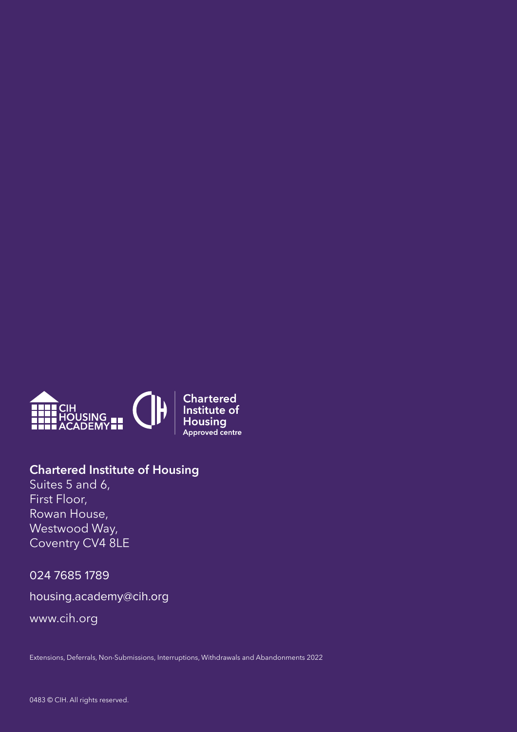CIH HOUSING ACADEMY

Chartered Institute of Housing
Approved centre

**Chartered Institute of Housing**
Suites 5 and 6,
First Floor,
Rowan House,
Westwood Way,
Coventry CV4 8LE

024 7685 1789

housing.academy@cih.org

www.cih.org

Extensions, Deferrals, Non-Submissions, Interruptions, Withdrawals and Abandonments 2022

0483 © CIH. All rights reserved.